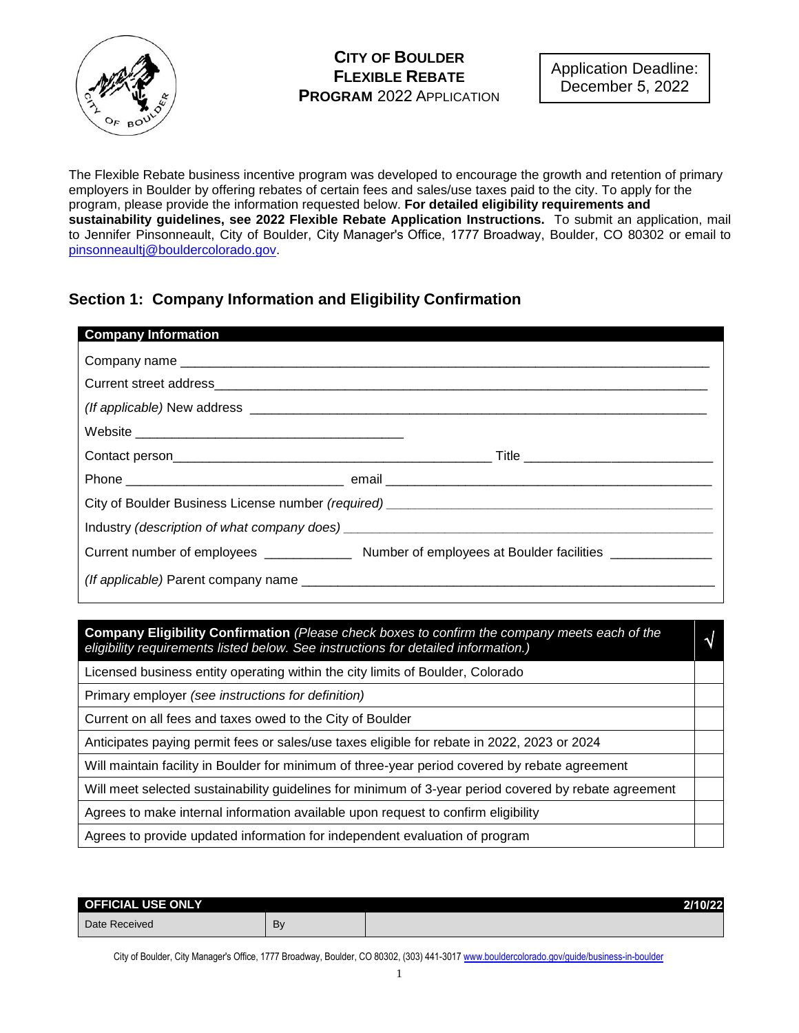# CITY OF BOULDER FLEXIBLE REBATE PROGRAM 2022 APPLICATION

Application Deadline: December 5, 2022

The Flexible Rebate business incentive program was developed to encourage the growth and retention of primary employers in Boulder by offering rebates of certain fees and sales/use taxes paid to the city. To apply for the program, please provide the information requested below. **For detailed eligibility requirements and sustainability guidelines, see 2022 Flexible Rebate Application Instructions.** To submit an application, mail to Jennifer Pinsonneault, City of Boulder, City Manager's Office, 1777 Broadway, Boulder, CO 80302 or email to pinsonneaultj@bouldercolorado.gov.

## Section 1: Company Information and Eligibility Confirmation

**Company Information**

Company name ______________________________________________

Current street address ______________________________________________

*(If applicable)* New address ______________________________________________

Website ______________________________

Contact person ______________________________ Title ____________________

Phone ____________________ email ______________________________

City of Boulder Business License number *(required)* ______________________________

Industry *(description of what company does)* ______________________________

Current number of employees __________ Number of employees at Boulder facilities __________

*(If applicable)* Parent company name ______________________________

| **Company Eligibility Confirmation** *(Please check boxes to confirm the company meets each of the eligibility requirements listed below. See instructions for detailed information.)* | √ |
|---|---|
| Licensed business entity operating within the city limits of Boulder, Colorado | |
| Primary employer *(see instructions for definition)* | |
| Current on all fees and taxes owed to the City of Boulder | |
| Anticipates paying permit fees or sales/use taxes eligible for rebate in 2022, 2023 or 2024 | |
| Will maintain facility in Boulder for minimum of three-year period covered by rebate agreement | |
| Will meet selected sustainability guidelines for minimum of 3-year period covered by rebate agreement | |
| Agrees to make internal information available upon request to confirm eligibility | |
| Agrees to provide updated information for independent evaluation of program | |

| OFFICIAL USE ONLY | | 2/10/22 |
|---|---|---|
| Date Received | By | |

City of Boulder, City Manager's Office, 1777 Broadway, Boulder, CO 80302, (303) 441-3017 www.bouldercolorado.gov/guide/business-in-boulder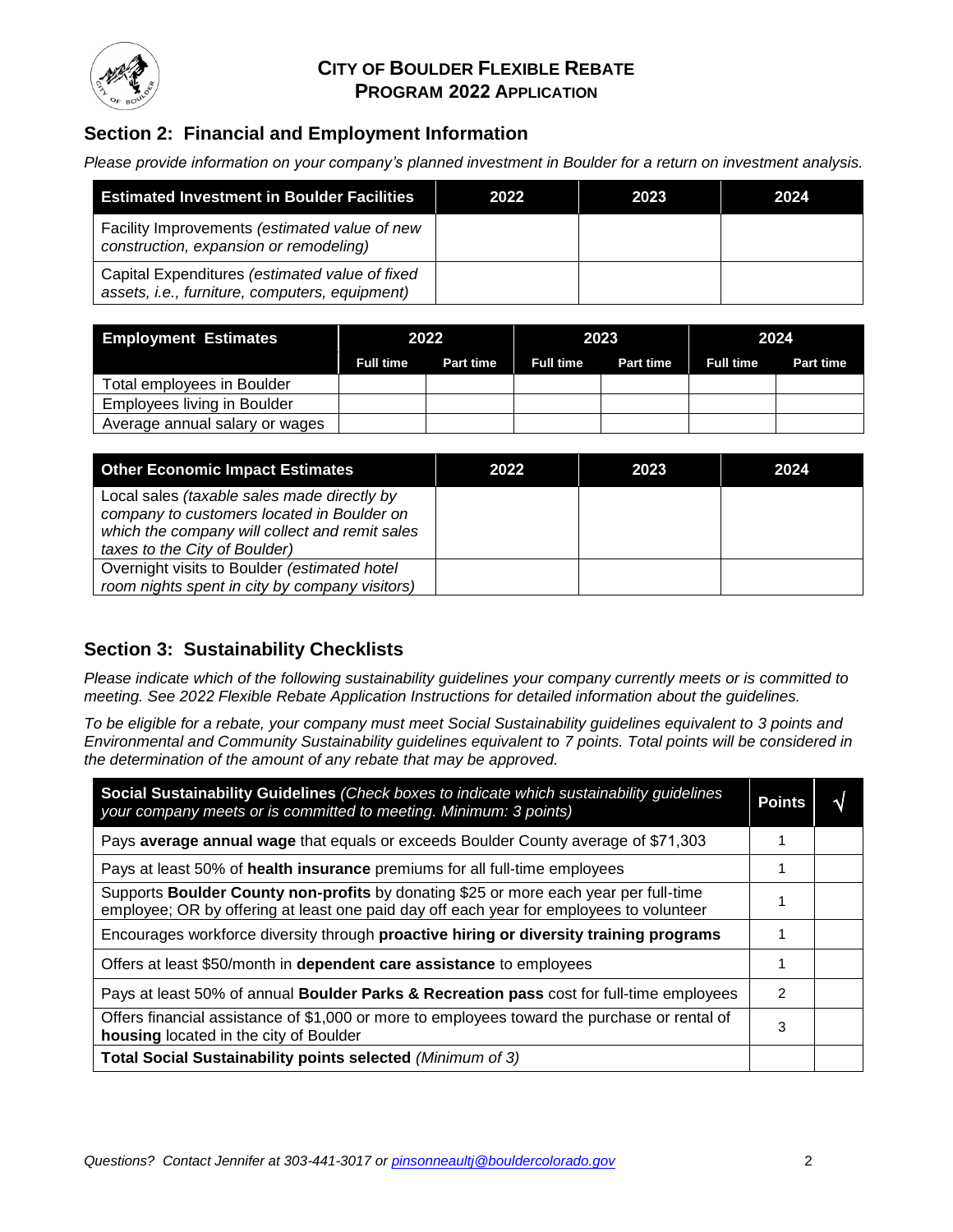# CITY OF BOULDER FLEXIBLE REBATE PROGRAM 2022 APPLICATION

## Section 2: Financial and Employment Information

*Please provide information on your company's planned investment in Boulder for a return on investment analysis.*

| Estimated Investment in Boulder Facilities | 2022 | 2023 | 2024 |
|---|---|---|---|
| Facility Improvements *(estimated value of new construction, expansion or remodeling)* | | | |
| Capital Expenditures *(estimated value of fixed assets, i.e., furniture, computers, equipment)* | | | |

| Employment Estimates | 2022 | | 2023 | | 2024 | |
|---|---|---|---|---|---|---|
| | Full time | Part time | Full time | Part time | Full time | Part time |
| Total employees in Boulder | | | | | | |
| Employees living in Boulder | | | | | | |
| Average annual salary or wages | | | | | | |

| Other Economic Impact Estimates | 2022 | 2023 | 2024 |
|---|---|---|---|
| Local sales *(taxable sales made directly by company to customers located in Boulder on which the company will collect and remit sales taxes to the City of Boulder)* | | | |
| Overnight visits to Boulder *(estimated hotel room nights spent in city by company visitors)* | | | |

## Section 3: Sustainability Checklists

*Please indicate which of the following sustainability guidelines your company currently meets or is committed to meeting. See 2022 Flexible Rebate Application Instructions for detailed information about the guidelines.*

*To be eligible for a rebate, your company must meet Social Sustainability guidelines equivalent to 3 points and Environmental and Community Sustainability guidelines equivalent to 7 points. Total points will be considered in the determination of the amount of any rebate that may be approved.*

| **Social Sustainability Guidelines** *(Check boxes to indicate which sustainability guidelines your company meets or is committed to meeting. Minimum: 3 points)* | Points | √ |
|---|---|---|
| Pays **average annual wage** that equals or exceeds Boulder County average of $71,303 | 1 | |
| Pays at least 50% of **health insurance** premiums for all full-time employees | 1 | |
| Supports **Boulder County non-profits** by donating $25 or more each year per full-time employee; OR by offering at least one paid day off each year for employees to volunteer | 1 | |
| Encourages workforce diversity through **proactive hiring or diversity training programs** | 1 | |
| Offers at least $50/month in **dependent care assistance** to employees | 1 | |
| Pays at least 50% of annual **Boulder Parks & Recreation pass** cost for full-time employees | 2 | |
| Offers financial assistance of $1,000 or more to employees toward the purchase or rental of **housing** located in the city of Boulder | 3 | |
| **Total Social Sustainability points selected** *(Minimum of 3)* | | |

*Questions? Contact Jennifer at 303-441-3017 or pinsonneaultj@bouldercolorado.gov*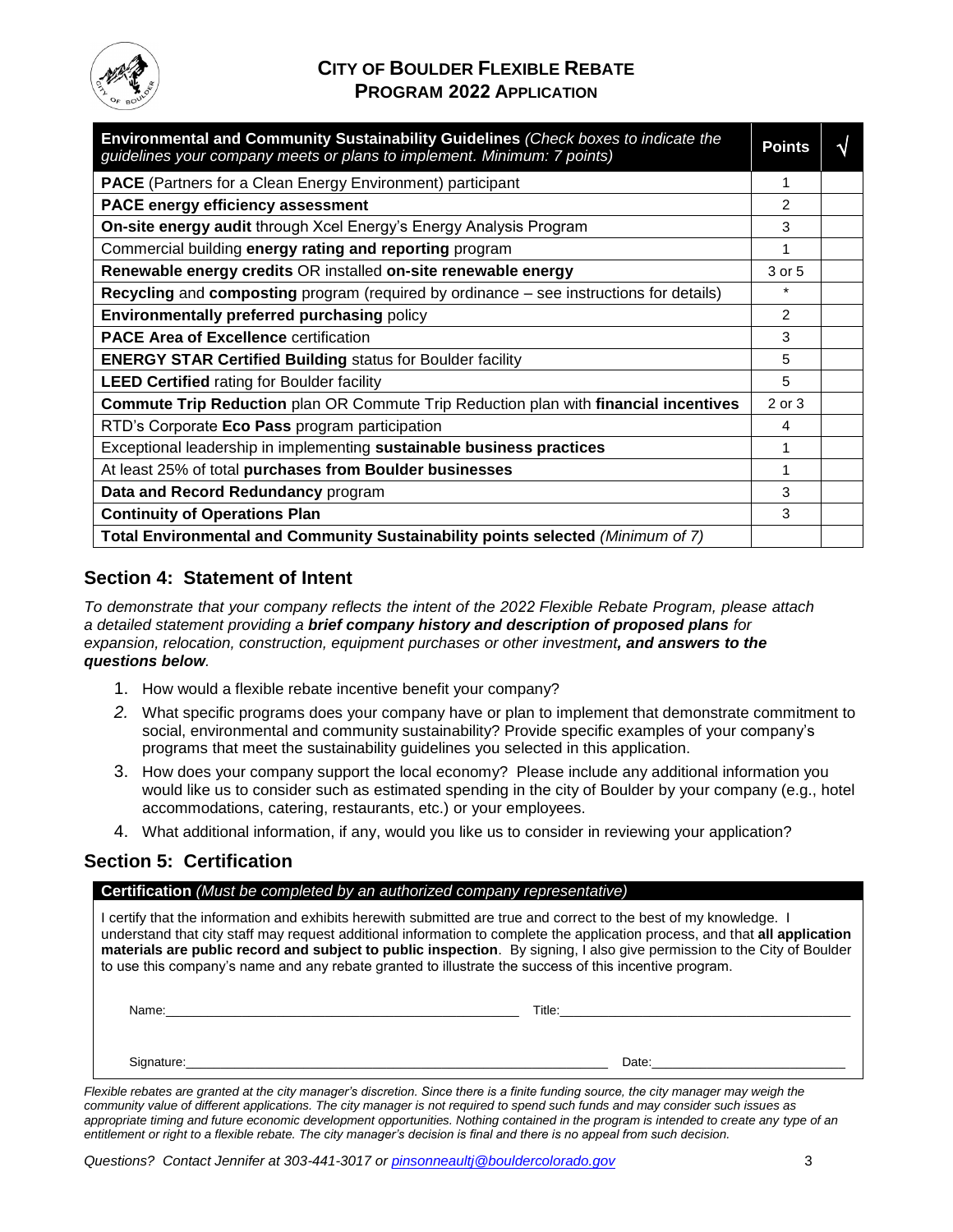# CITY OF BOULDER FLEXIBLE REBATE PROGRAM 2022 APPLICATION

| **Environmental and Community Sustainability Guidelines** *(Check boxes to indicate the guidelines your company meets or plans to implement. Minimum: 7 points)* | **Points** | **√** |
|---|---|---|
| **PACE** (Partners for a Clean Energy Environment) participant | 1 | |
| **PACE energy efficiency assessment** | 2 | |
| **On-site energy audit** through Xcel Energy's Energy Analysis Program | 3 | |
| Commercial building **energy rating and reporting** program | 1 | |
| **Renewable energy credits** OR installed **on-site renewable energy** | 3 or 5 | |
| **Recycling** and **composting** program (required by ordinance – see instructions for details) | * | |
| **Environmentally preferred purchasing** policy | 2 | |
| **PACE Area of Excellence** certification | 3 | |
| **ENERGY STAR Certified Building** status for Boulder facility | 5 | |
| **LEED Certified** rating for Boulder facility | 5 | |
| **Commute Trip Reduction** plan OR Commute Trip Reduction plan with **financial incentives** | 2 or 3 | |
| RTD's Corporate **Eco Pass** program participation | 4 | |
| Exceptional leadership in implementing **sustainable business practices** | 1 | |
| At least 25% of total **purchases from Boulder businesses** | 1 | |
| **Data and Record Redundancy** program | 3 | |
| **Continuity of Operations Plan** | 3 | |
| **Total Environmental and Community Sustainability points selected** *(Minimum of 7)* | | |

## Section 4: Statement of Intent

*To demonstrate that your company reflects the intent of the 2022 Flexible Rebate Program, please attach a detailed statement providing a* ***brief company history and description of proposed plans*** *for expansion, relocation, construction, equipment purchases or other investment****, and answers to the questions below****.*

1. How would a flexible rebate incentive benefit your company?
2. What specific programs does your company have or plan to implement that demonstrate commitment to social, environmental and community sustainability? Provide specific examples of your company's programs that meet the sustainability guidelines you selected in this application.
3. How does your company support the local economy? Please include any additional information you would like us to consider such as estimated spending in the city of Boulder by your company (e.g., hotel accommodations, catering, restaurants, etc.) or your employees.
4. What additional information, if any, would you like us to consider in reviewing your application?

## Section 5: Certification

**Certification** *(Must be completed by an authorized company representative)*

I certify that the information and exhibits herewith submitted are true and correct to the best of my knowledge. I understand that city staff may request additional information to complete the application process, and that **all application materials are public record and subject to public inspection**. By signing, I also give permission to the City of Boulder to use this company's name and any rebate granted to illustrate the success of this incentive program.

Name:\_\_\_\_\_\_\_\_\_\_\_\_\_\_\_\_\_\_\_\_\_\_\_\_\_\_\_\_\_\_ Title:\_\_\_\_\_\_\_\_\_\_\_\_\_\_\_\_\_\_\_\_\_\_\_\_\_\_\_\_\_\_

Signature:\_\_\_\_\_\_\_\_\_\_\_\_\_\_\_\_\_\_\_\_\_\_\_\_\_\_\_\_\_\_ Date:\_\_\_\_\_\_\_\_\_\_\_\_\_\_\_\_\_\_\_\_

*Flexible rebates are granted at the city manager's discretion. Since there is a finite funding source, the city manager may weigh the community value of different applications. The city manager is not required to spend such funds and may consider such issues as appropriate timing and future economic development opportunities. Nothing contained in the program is intended to create any type of an entitlement or right to a flexible rebate. The city manager's decision is final and there is no appeal from such decision.*

*Questions? Contact Jennifer at 303-441-3017 or pinsonneaultj@bouldercolorado.gov*